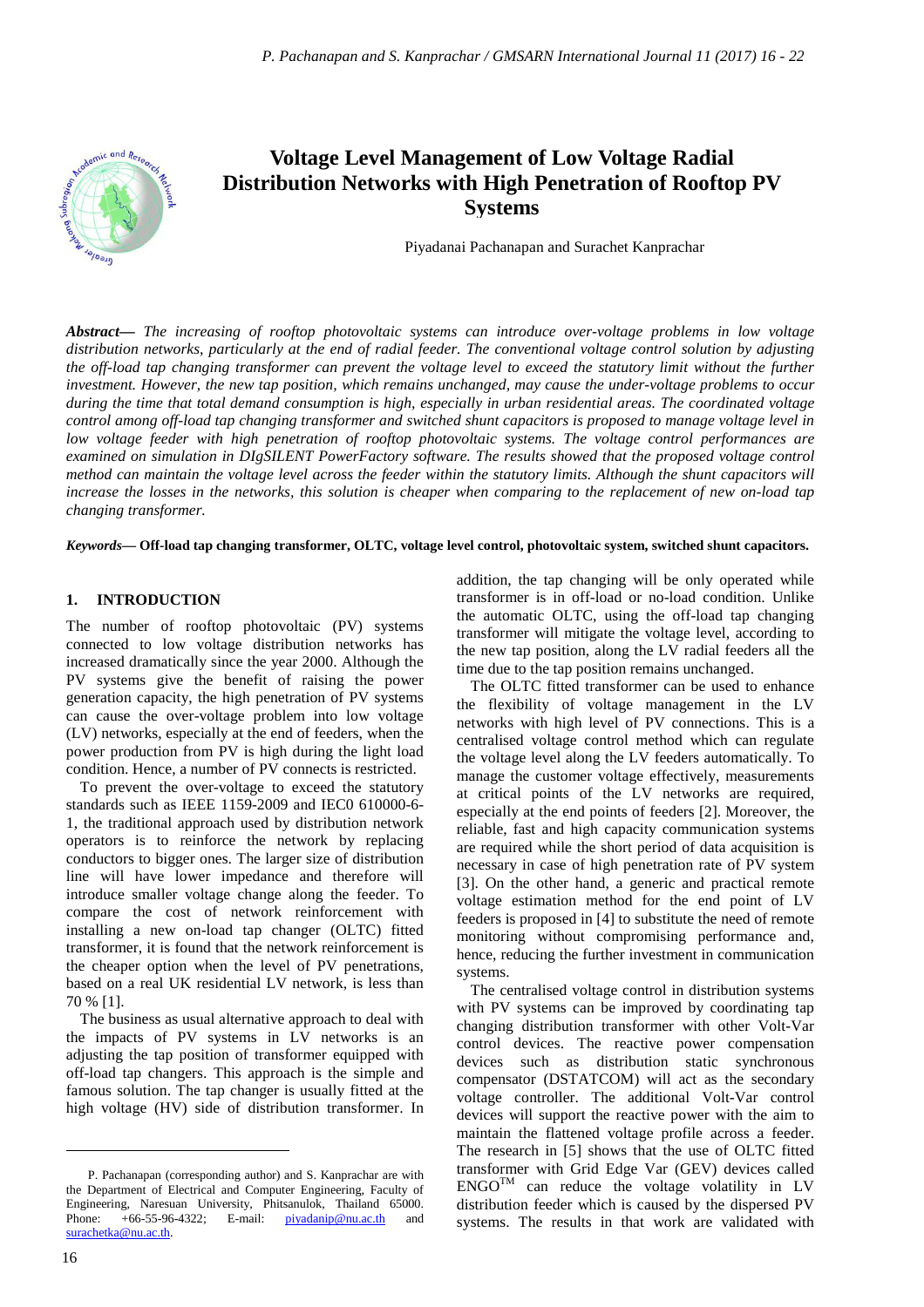# Voltage Level Management of Low Voltage Radial Distribution Networks with High Penetration of Rooftop PV Systems

Piyadanai Pachanapan and Surachet Kanprachar

***Abstract*— *The increasing of rooftop photovoltaic systems can introduce over-voltage problems in low voltage distribution networks, particularly at the end of radial feeder. The conventional voltage control solution by adjusting the off-load tap changing transformer can prevent the voltage level to exceed the statutory limit without the further investment. However, the new tap position, which remains unchanged, may cause the under-voltage problems to occur during the time that total demand consumption is high, especially in urban residential areas. The coordinated voltage control among off-load tap changing transformer and switched shunt capacitors is proposed to manage voltage level in low voltage feeder with high penetration of rooftop photovoltaic systems. The voltage control performances are examined on simulation in DIgSILENT PowerFactory software. The results showed that the proposed voltage control method can maintain the voltage level across the feeder within the statutory limits. Although the shunt capacitors will increase the losses in the networks, this solution is cheaper when comparing to the replacement of new on-load tap changing transformer.*

***Keywords*— Off-load tap changing transformer, OLTC, voltage level control, photovoltaic system, switched shunt capacitors.**

## 1. INTRODUCTION

The number of rooftop photovoltaic (PV) systems connected to low voltage distribution networks has increased dramatically since the year 2000. Although the PV systems give the benefit of raising the power generation capacity, the high penetration of PV systems can cause the over-voltage problem into low voltage (LV) networks, especially at the end of feeders, when the power production from PV is high during the light load condition. Hence, a number of PV connects is restricted.

To prevent the over-voltage to exceed the statutory standards such as IEEE 1159-2009 and IEC0 610000-6-1, the traditional approach used by distribution network operators is to reinforce the network by replacing conductors to bigger ones. The larger size of distribution line will have lower impedance and therefore will introduce smaller voltage change along the feeder. To compare the cost of network reinforcement with installing a new on-load tap changer (OLTC) fitted transformer, it is found that the network reinforcement is the cheaper option when the level of PV penetrations, based on a real UK residential LV network, is less than 70 % [1].

The business as usual alternative approach to deal with the impacts of PV systems in LV networks is an adjusting the tap position of transformer equipped with off-load tap changers. This approach is the simple and famous solution. The tap changer is usually fitted at the high voltage (HV) side of distribution transformer. In addition, the tap changing will be only operated while transformer is in off-load or no-load condition. Unlike the automatic OLTC, using the off-load tap changing transformer will mitigate the voltage level, according to the new tap position, along the LV radial feeders all the time due to the tap position remains unchanged.

The OLTC fitted transformer can be used to enhance the flexibility of voltage management in the LV networks with high level of PV connections. This is a centralised voltage control method which can regulate the voltage level along the LV feeders automatically. To manage the customer voltage effectively, measurements at critical points of the LV networks are required, especially at the end points of feeders [2]. Moreover, the reliable, fast and high capacity communication systems are required while the short period of data acquisition is necessary in case of high penetration rate of PV system [3]. On the other hand, a generic and practical remote voltage estimation method for the end point of LV feeders is proposed in [4] to substitute the need of remote monitoring without compromising performance and, hence, reducing the further investment in communication systems.

The centralised voltage control in distribution systems with PV systems can be improved by coordinating tap changing distribution transformer with other Volt-Var control devices. The reactive power compensation devices such as distribution static synchronous compensator (DSTATCOM) will act as the secondary voltage controller. The additional Volt-Var control devices will support the reactive power with the aim to maintain the flattened voltage profile across a feeder. The research in [5] shows that the use of OLTC fitted transformer with Grid Edge Var (GEV) devices called ENGO™ can reduce the voltage volatility in LV distribution feeder which is caused by the dispersed PV systems. The results in that work are validated with

P. Pachanapan (corresponding author) and S. Kanprachar are with the Department of Electrical and Computer Engineering, Faculty of Engineering, Naresuan University, Phitsanulok, Thailand 65000. Phone: +66-55-96-4322; E-mail: piyadanip@nu.ac.th and surachetka@nu.ac.th.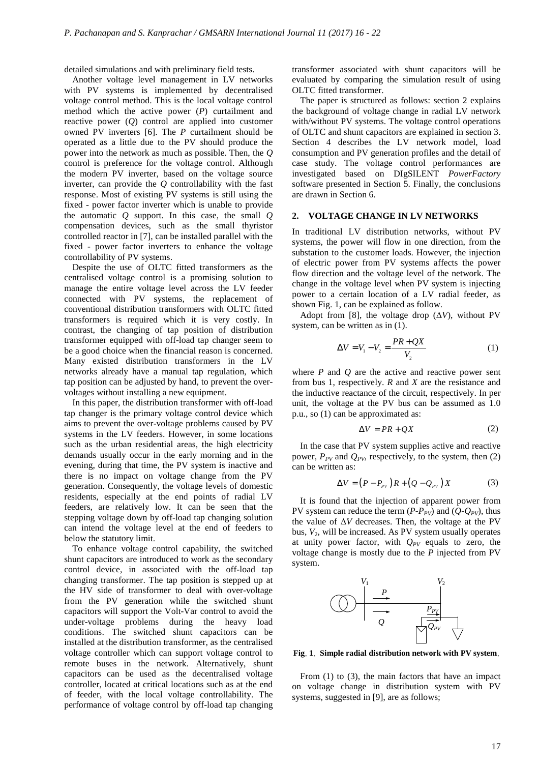detailed simulations and with preliminary field tests.

Another voltage level management in LV networks with PV systems is implemented by decentralised voltage control method. This is the local voltage control method which the active power ($P$) curtailment and reactive power ($Q$) control are applied into customer owned PV inverters [6]. The $P$ curtailment should be operated as a little due to the PV should produce the power into the network as much as possible. Then, the $Q$ control is preference for the voltage control. Although the modern PV inverter, based on the voltage source inverter, can provide the $Q$ controllability with the fast response. Most of existing PV systems is still using the fixed - power factor inverter which is unable to provide the automatic $Q$ support. In this case, the small $Q$ compensation devices, such as the small thyristor controlled reactor in [7], can be installed parallel with the fixed - power factor inverters to enhance the voltage controllability of PV systems.

Despite the use of OLTC fitted transformers as the centralised voltage control is a promising solution to manage the entire voltage level across the LV feeder connected with PV systems, the replacement of conventional distribution transformers with OLTC fitted transformers is required which it is very costly. In contrast, the changing of tap position of distribution transformer equipped with off-load tap changer seem to be a good choice when the financial reason is concerned. Many existed distribution transformers in the LV networks already have a manual tap regulation, which tap position can be adjusted by hand, to prevent the over-voltages without installing a new equipment.

In this paper, the distribution transformer with off-load tap changer is the primary voltage control device which aims to prevent the over-voltage problems caused by PV systems in the LV feeders. However, in some locations such as the urban residential areas, the high electricity demands usually occur in the early morning and in the evening, during that time, the PV system is inactive and there is no impact on voltage change from the PV generation. Consequently, the voltage levels of domestic residents, especially at the end points of radial LV feeders, are relatively low. It can be seen that the stepping voltage down by off-load tap changing solution can intend the voltage level at the end of feeders to below the statutory limit.

To enhance voltage control capability, the switched shunt capacitors are introduced to work as the secondary control device, in associated with the off-load tap changing transformer. The tap position is stepped up at the HV side of transformer to deal with over-voltage from the PV generation while the switched shunt capacitors will support the Volt-Var control to avoid the under-voltage problems during the heavy load conditions. The switched shunt capacitors can be installed at the distribution transformer, as the centralised voltage controller which can support voltage control to remote buses in the network. Alternatively, shunt capacitors can be used as the decentralised voltage controller, located at critical locations such as at the end of feeder, with the local voltage controllability. The performance of voltage control by off-load tap changing transformer associated with shunt capacitors will be evaluated by comparing the simulation result of using OLTC fitted transformer.

The paper is structured as follows: section 2 explains the background of voltage change in radial LV network with/without PV systems. The voltage control operations of OLTC and shunt capacitors are explained in section 3. Section 4 describes the LV network model, load consumption and PV generation profiles and the detail of case study. The voltage control performances are investigated based on DIgSILENT *PowerFactory* software presented in Section 5. Finally, the conclusions are drawn in Section 6.

## 2. VOLTAGE CHANGE IN LV NETWORKS

In traditional LV distribution networks, without PV systems, the power will flow in one direction, from the substation to the customer loads. However, the injection of electric power from PV systems affects the power flow direction and the voltage level of the network. The change in the voltage level when PV system is injecting power to a certain location of a LV radial feeder, as shown Fig. 1, can be explained as follow.

Adopt from [8], the voltage drop ($\Delta V$), without PV system, can be written as in (1).

$$\Delta V = V_1 - V_2 = \frac{PR + QX}{V_2} \tag{1}$$

where $P$ and $Q$ are the active and reactive power sent from bus 1, respectively. $R$ and $X$ are the resistance and the inductive reactance of the circuit, respectively. In per unit, the voltage at the PV bus can be assumed as 1.0 p.u., so (1) can be approximated as:

$$\Delta V = PR + QX \tag{2}$$

In the case that PV system supplies active and reactive power, $P_{PV}$ and $Q_{PV}$, respectively, to the system, then (2) can be written as:

$$\Delta V = (P - P_{PV})R + (Q - Q_{PV})X \tag{3}$$

It is found that the injection of apparent power from PV system can reduce the term ($P$-$P_{PV}$) and ($Q$-$Q_{PV}$), thus the value of $\Delta V$ decreases. Then, the voltage at the PV bus, $V_2$, will be increased. As PV system usually operates at unity power factor, with $Q_{PV}$ equals to zero, the voltage change is mostly due to the $P$ injected from PV system.

**Fig. 1. Simple radial distribution network with PV system.**

From (1) to (3), the main factors that have an impact on voltage change in distribution system with PV systems, suggested in [9], are as follows;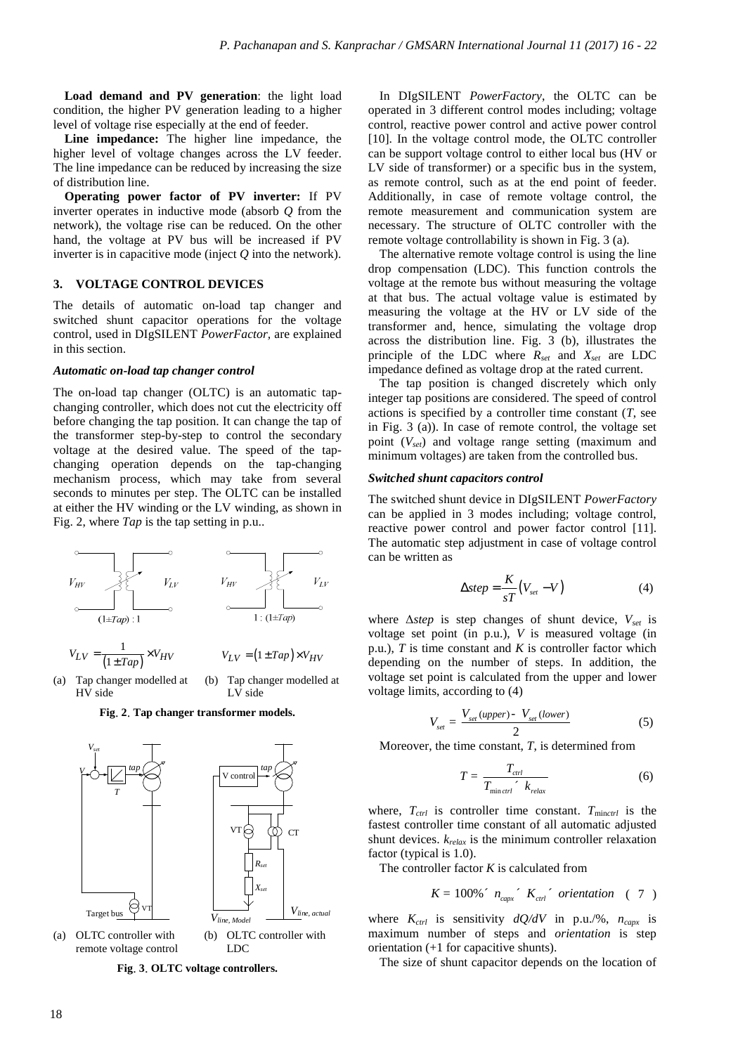**Load demand and PV generation**: the light load condition, the higher PV generation leading to a higher level of voltage rise especially at the end of feeder.

**Line impedance:** The higher line impedance, the higher level of voltage changes across the LV feeder. The line impedance can be reduced by increasing the size of distribution line.

**Operating power factor of PV inverter:** If PV inverter operates in inductive mode (absorb *Q* from the network), the voltage rise can be reduced. On the other hand, the voltage at PV bus will be increased if PV inverter is in capacitive mode (inject *Q* into the network).

## 3. VOLTAGE CONTROL DEVICES

The details of automatic on-load tap changer and switched shunt capacitor operations for the voltage control, used in DIgSILENT *PowerFactor*, are explained in this section.

### *Automatic on-load tap changer control*

The on-load tap changer (OLTC) is an automatic tap-changing controller, which does not cut the electricity off before changing the tap position. It can change the tap of the transformer step-by-step to control the secondary voltage at the desired value. The speed of the tap-changing operation depends on the tap-changing mechanism process, which may take from several seconds to minutes per step. The OLTC can be installed at either the HV winding or the LV winding, as shown in Fig. 2, where *Tap* is the tap setting in p.u..

$V_{HV}$ — $V_{LV}$, $(1\pm Tap):1$ $\qquad$ $V_{HV}$ — $V_{LV}$, $1:(1\pm Tap)$

$$V_{LV} = \frac{1}{(1\pm Tap)}\times V_{HV} \qquad\qquad V_{LV} = (1\pm Tap)\times V_{HV}$$

(a) Tap changer modelled at HV side $\qquad$ (b) Tap changer modelled at LV side

**Fig. 2. Tap changer transformer models.**

(a) OLTC controller with remote voltage control $\qquad$ (b) OLTC controller with LDC

**Fig. 3. OLTC voltage controllers.**

In DIgSILENT *PowerFactory*, the OLTC can be operated in 3 different control modes including; voltage control, reactive power control and active power control [10]. In the voltage control mode, the OLTC controller can be support voltage control to either local bus (HV or LV side of transformer) or a specific bus in the system, as remote control, such as at the end point of feeder. Additionally, in case of remote voltage control, the remote measurement and communication system are necessary. The structure of OLTC controller with the remote voltage controllability is shown in Fig. 3 (a).

The alternative remote voltage control is using the line drop compensation (LDC). This function controls the voltage at the remote bus without measuring the voltage at that bus. The actual voltage value is estimated by measuring the voltage at the HV or LV side of the transformer and, hence, simulating the voltage drop across the distribution line. Fig. 3 (b), illustrates the principle of the LDC where $R_{set}$ and $X_{set}$ are LDC impedance defined as voltage drop at the rated current.

The tap position is changed discretely which only integer tap positions are considered. The speed of control actions is specified by a controller time constant (*T*, see in Fig. 3 (a)). In case of remote control, the voltage set point ($V_{set}$) and voltage range setting (maximum and minimum voltages) are taken from the controlled bus.

### *Switched shunt capacitors control*

The switched shunt device in DIgSILENT *PowerFactory* can be applied in 3 modes including; voltage control, reactive power control and power factor control [11]. The automatic step adjustment in case of voltage control can be written as

$$\Delta step = \frac{K}{sT}\left(V_{set} - V\right) \tag{4}$$

where $\Delta step$ is step changes of shunt device, $V_{set}$ is voltage set point (in p.u.), $V$ is measured voltage (in p.u.), $T$ is time constant and $K$ is controller factor which depending on the number of steps. In addition, the voltage set point is calculated from the upper and lower voltage limits, according to (4)

$$V_{set} = \frac{V_{set}(upper) - V_{set}(lower)}{2} \tag{5}$$

Moreover, the time constant, $T$, is determined from

$$T = \frac{T_{ctrl}}{T_{\min ctrl} \times k_{relax}} \tag{6}$$

where, $T_{ctrl}$ is controller time constant. $T_{\min ctrl}$ is the fastest controller time constant of all automatic adjusted shunt devices. $k_{relax}$ is the minimum controller relaxation factor (typical is 1.0).

The controller factor $K$ is calculated from

$$K = 100\% \times n_{capx} \times K_{ctrl} \times orientation \tag{7}$$

where $K_{ctrl}$ is sensitivity $dQ/dV$ in p.u./%, $n_{capx}$ is maximum number of steps and *orientation* is step orientation (+1 for capacitive shunts).

The size of shunt capacitor depends on the location of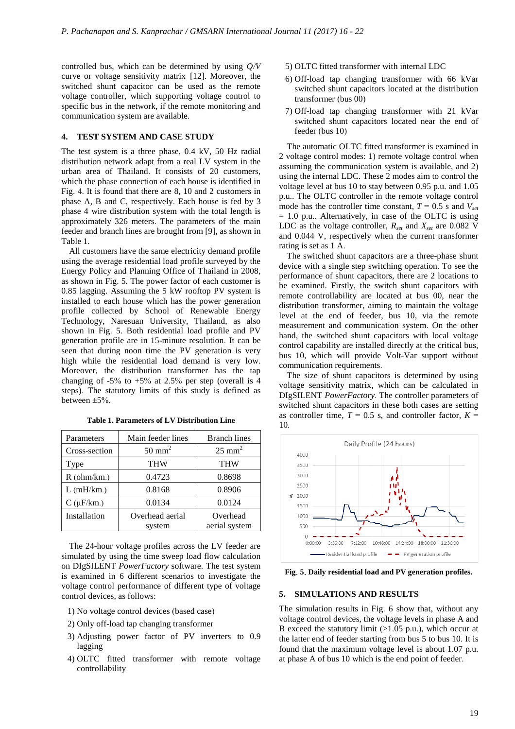controlled bus, which can be determined by using *Q/V* curve or voltage sensitivity matrix [12]. Moreover, the switched shunt capacitor can be used as the remote voltage controller, which supporting voltage control to specific bus in the network, if the remote monitoring and communication system are available.

## 4. TEST SYSTEM AND CASE STUDY

The test system is a three phase, 0.4 kV, 50 Hz radial distribution network adapt from a real LV system in the urban area of Thailand. It consists of 20 customers, which the phase connection of each house is identified in Fig. 4. It is found that there are 8, 10 and 2 customers in phase A, B and C, respectively. Each house is fed by 3 phase 4 wire distribution system with the total length is approximately 326 meters. The parameters of the main feeder and branch lines are brought from [9], as shown in Table 1.

All customers have the same electricity demand profile using the average residential load profile surveyed by the Energy Policy and Planning Office of Thailand in 2008, as shown in Fig. 5. The power factor of each customer is 0.85 lagging. Assuming the 5 kW rooftop PV system is installed to each house which has the power generation profile collected by School of Renewable Energy Technology, Naresuan University, Thailand, as also shown in Fig. 5. Both residential load profile and PV generation profile are in 15-minute resolution. It can be seen that during noon time the PV generation is very high while the residential load demand is very low. Moreover, the distribution transformer has the tap changing of -5% to +5% at 2.5% per step (overall is 4 steps). The statutory limits of this study is defined as between ±5%.

**Table 1. Parameters of LV Distribution Line**

| Parameters | Main feeder lines | Branch lines |
|---|---|---|
| Cross-section | 50 mm$^2$ | 25 mm$^2$ |
| Type | THW | THW |
| R (ohm/km.) | 0.4723 | 0.8698 |
| L (mH/km.) | 0.8168 | 0.8906 |
| C (μF/km.) | 0.0134 | 0.0124 |
| Installation | Overhead aerial system | Overhead aerial system |

The 24-hour voltage profiles across the LV feeder are simulated by using the time sweep load flow calculation on DIgSILENT *PowerFactory* software. The test system is examined in 6 different scenarios to investigate the voltage control performance of different type of voltage control devices, as follows:

1) No voltage control devices (based case)
2) Only off-load tap changing transformer
3) Adjusting power factor of PV inverters to 0.9 lagging
4) OLTC fitted transformer with remote voltage controllability
5) OLTC fitted transformer with internal LDC
6) Off-load tap changing transformer with 66 kVar switched shunt capacitors located at the distribution transformer (bus 00)
7) Off-load tap changing transformer with 21 kVar switched shunt capacitors located near the end of feeder (bus 10)

The automatic OLTC fitted transformer is examined in 2 voltage control modes: 1) remote voltage control when assuming the communication system is available, and 2) using the internal LDC. These 2 modes aim to control the voltage level at bus 10 to stay between 0.95 p.u. and 1.05 p.u.. The OLTC controller in the remote voltage control mode has the controller time constant, $T$ = 0.5 s and $V_{set}$ = 1.0 p.u.. Alternatively, in case of the OLTC is using LDC as the voltage controller, $R_{set}$ and $X_{set}$ are 0.082 V and 0.044 V, respectively when the current transformer rating is set as 1 A.

The switched shunt capacitors are a three-phase shunt device with a single step switching operation. To see the performance of shunt capacitors, there are 2 locations to be examined. Firstly, the switch shunt capacitors with remote controllability are located at bus 00, near the distribution transformer, aiming to maintain the voltage level at the end of feeder, bus 10, via the remote measurement and communication system. On the other hand, the switched shunt capacitors with local voltage control capability are installed directly at the critical bus, bus 10, which will provide Volt-Var support without communication requirements.

The size of shunt capacitors is determined by using voltage sensitivity matrix, which can be calculated in DIgSILENT *PowerFactory*. The controller parameters of switched shunt capacitors in these both cases are setting as controller time, $T$ = 0.5 s, and controller factor, $K$ = 10.

**Fig. 5. Daily residential load and PV generation profiles.**

## 5. SIMULATIONS AND RESULTS

The simulation results in Fig. 6 show that, without any voltage control devices, the voltage levels in phase A and B exceed the statutory limit (>1.05 p.u.), which occur at the latter end of feeder starting from bus 5 to bus 10. It is found that the maximum voltage level is about 1.07 p.u. at phase A of bus 10 which is the end point of feeder.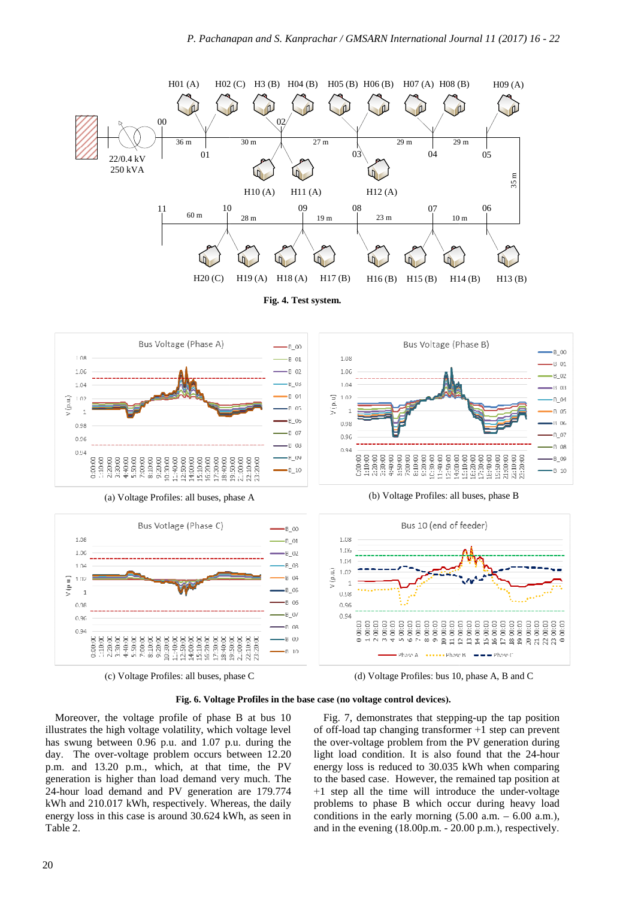**Fig. 4. Test system.**

(a) Voltage Profiles: all buses, phase A

(b) Voltage Profiles: all buses, phase B

(c) Voltage Profiles: all buses, phase C

(d) Voltage Profiles: bus 10, phase A, B and C

**Fig. 6. Voltage Profiles in the base case (no voltage control devices).**

Moreover, the voltage profile of phase B at bus 10 illustrates the high voltage volatility, which voltage level has swung between 0.96 p.u. and 1.07 p.u. during the day. The over-voltage problem occurs between 12.20 p.m. and 13.20 p.m., which, at that time, the PV generation is higher than load demand very much. The 24-hour load demand and PV generation are 179.774 kWh and 210.017 kWh, respectively. Whereas, the daily energy loss in this case is around 30.624 kWh, as seen in Table 2.

Fig. 7, demonstrates that stepping-up the tap position of off-load tap changing transformer +1 step can prevent the over-voltage problem from the PV generation during light load condition. It is also found that the 24-hour energy loss is reduced to 30.035 kWh when comparing to the based case. However, the remained tap position at +1 step all the time will introduce the under-voltage problems to phase B which occur during heavy load conditions in the early morning (5.00 a.m. – 6.00 a.m.), and in the evening (18.00p.m. - 20.00 p.m.), respectively.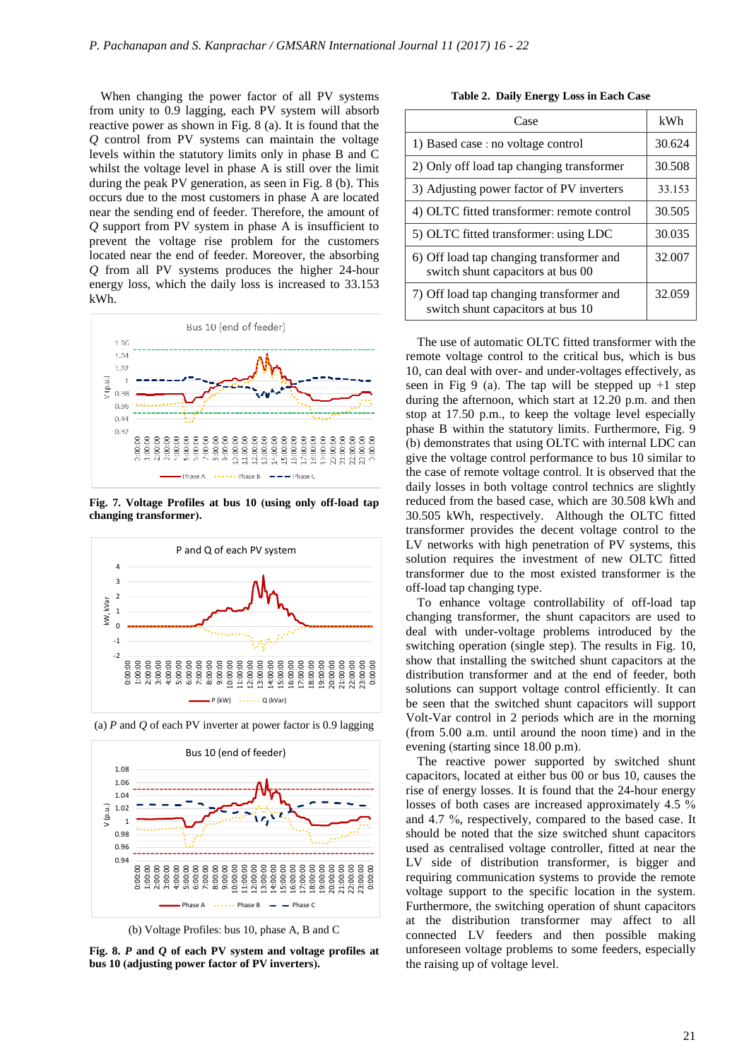When changing the power factor of all PV systems from unity to 0.9 lagging, each PV system will absorb reactive power as shown in Fig. 8 (a). It is found that the $Q$ control from PV systems can maintain the voltage levels within the statutory limits only in phase B and C whilst the voltage level in phase A is still over the limit during the peak PV generation, as seen in Fig. 8 (b). This occurs due to the most customers in phase A are located near the sending end of feeder. Therefore, the amount of $Q$ support from PV system in phase A is insufficient to prevent the voltage rise problem for the customers located near the end of feeder. Moreover, the absorbing $Q$ from all PV systems produces the higher 24-hour energy loss, which the daily loss is increased to 33.153 kWh.

**Fig. 7. Voltage Profiles at bus 10 (using only off-load tap changing transformer).**

(a) $P$ and $Q$ of each PV inverter at power factor is 0.9 lagging

(b) Voltage Profiles: bus 10, phase A, B and C

**Fig. 8. $P$ and $Q$ of each PV system and voltage profiles at bus 10 (adjusting power factor of PV inverters).**

**Table 2. Daily Energy Loss in Each Case**

| Case | kWh |
|---|---|
| 1) Based case : no voltage control | 30.624 |
| 2) Only off load tap changing transformer | 30.508 |
| 3) Adjusting power factor of PV inverters | 33.153 |
| 4) OLTC fitted transformer: remote control | 30.505 |
| 5) OLTC fitted transformer: using LDC | 30.035 |
| 6) Off load tap changing transformer and switch shunt capacitors at bus 00 | 32.007 |
| 7) Off load tap changing transformer and switch shunt capacitors at bus 10 | 32.059 |

The use of automatic OLTC fitted transformer with the remote voltage control to the critical bus, which is bus 10, can deal with over- and under-voltages effectively, as seen in Fig 9 (a). The tap will be stepped up +1 step during the afternoon, which start at 12.20 p.m. and then stop at 17.50 p.m., to keep the voltage level especially phase B within the statutory limits. Furthermore, Fig. 9 (b) demonstrates that using OLTC with internal LDC can give the voltage control performance to bus 10 similar to the case of remote voltage control. It is observed that the daily losses in both voltage control technics are slightly reduced from the based case, which are 30.508 kWh and 30.505 kWh, respectively. Although the OLTC fitted transformer provides the decent voltage control to the LV networks with high penetration of PV systems, this solution requires the investment of new OLTC fitted transformer due to the most existed transformer is the off-load tap changing type.

To enhance voltage controllability of off-load tap changing transformer, the shunt capacitors are used to deal with under-voltage problems introduced by the switching operation (single step). The results in Fig. 10, show that installing the switched shunt capacitors at the distribution transformer and at the end of feeder, both solutions can support voltage control efficiently. It can be seen that the switched shunt capacitors will support Volt-Var control in 2 periods which are in the morning (from 5.00 a.m. until around the noon time) and in the evening (starting since 18.00 p.m).

The reactive power supported by switched shunt capacitors, located at either bus 00 or bus 10, causes the rise of energy losses. It is found that the 24-hour energy losses of both cases are increased approximately 4.5 % and 4.7 %, respectively, compared to the based case. It should be noted that the size switched shunt capacitors used as centralised voltage controller, fitted at near the LV side of distribution transformer, is bigger and requiring communication systems to provide the remote voltage support to the specific location in the system. Furthermore, the switching operation of shunt capacitors at the distribution transformer may affect to all connected LV feeders and then possible making unforeseen voltage problems to some feeders, especially the raising up of voltage level.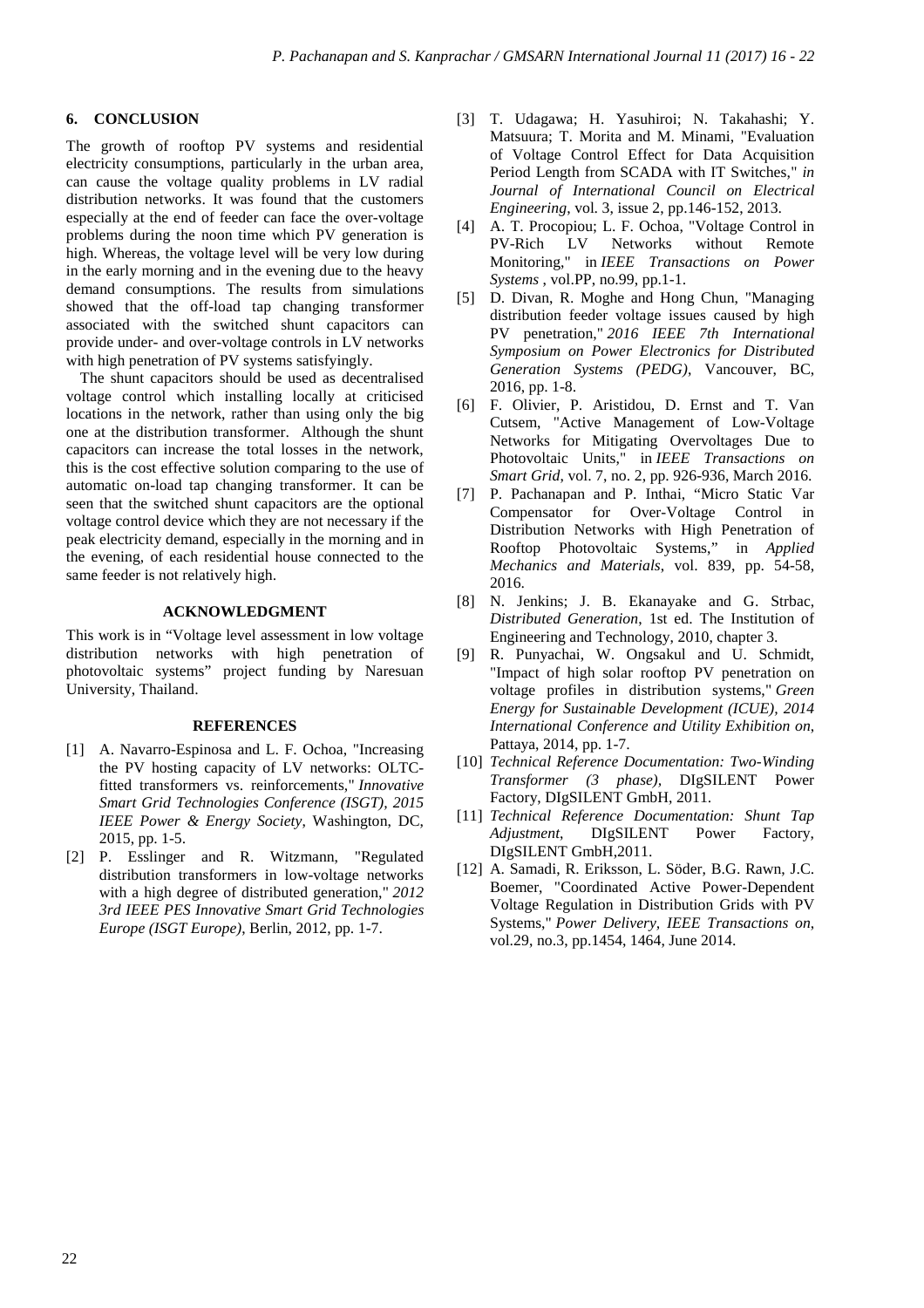## 6. CONCLUSION

The growth of rooftop PV systems and residential electricity consumptions, particularly in the urban area, can cause the voltage quality problems in LV radial distribution networks. It was found that the customers especially at the end of feeder can face the over-voltage problems during the noon time which PV generation is high. Whereas, the voltage level will be very low during in the early morning and in the evening due to the heavy demand consumptions. The results from simulations showed that the off-load tap changing transformer associated with the switched shunt capacitors can provide under- and over-voltage controls in LV networks with high penetration of PV systems satisfyingly.

The shunt capacitors should be used as decentralised voltage control which installing locally at criticised locations in the network, rather than using only the big one at the distribution transformer. Although the shunt capacitors can increase the total losses in the network, this is the cost effective solution comparing to the use of automatic on-load tap changing transformer. It can be seen that the switched shunt capacitors are the optional voltage control device which they are not necessary if the peak electricity demand, especially in the morning and in the evening, of each residential house connected to the same feeder is not relatively high.

## ACKNOWLEDGMENT

This work is in "Voltage level assessment in low voltage distribution networks with high penetration of photovoltaic systems" project funding by Naresuan University, Thailand.

## REFERENCES

[1] A. Navarro-Espinosa and L. F. Ochoa, "Increasing the PV hosting capacity of LV networks: OLTC-fitted transformers vs. reinforcements," *Innovative Smart Grid Technologies Conference (ISGT), 2015 IEEE Power & Energy Society*, Washington, DC, 2015, pp. 1-5.

[2] P. Esslinger and R. Witzmann, "Regulated distribution transformers in low-voltage networks with a high degree of distributed generation," *2012 3rd IEEE PES Innovative Smart Grid Technologies Europe (ISGT Europe)*, Berlin, 2012, pp. 1-7.

[3] T. Udagawa; H. Yasuhiroi; N. Takahashi; Y. Matsuura; T. Morita and M. Minami, "Evaluation of Voltage Control Effect for Data Acquisition Period Length from SCADA with IT Switches," *in Journal of International Council on Electrical Engineering*, vol. 3, issue 2, pp.146-152, 2013.

[4] A. T. Procopiou; L. F. Ochoa, "Voltage Control in PV-Rich LV Networks without Remote Monitoring," in *IEEE Transactions on Power Systems* , vol.PP, no.99, pp.1-1.

[5] D. Divan, R. Moghe and Hong Chun, "Managing distribution feeder voltage issues caused by high PV penetration," *2016 IEEE 7th International Symposium on Power Electronics for Distributed Generation Systems (PEDG)*, Vancouver, BC, 2016, pp. 1-8.

[6] F. Olivier, P. Aristidou, D. Ernst and T. Van Cutsem, "Active Management of Low-Voltage Networks for Mitigating Overvoltages Due to Photovoltaic Units," in *IEEE Transactions on Smart Grid*, vol. 7, no. 2, pp. 926-936, March 2016.

[7] P. Pachanapan and P. Inthai, "Micro Static Var Compensator for Over-Voltage Control in Distribution Networks with High Penetration of Rooftop Photovoltaic Systems," in *Applied Mechanics and Materials*, vol. 839, pp. 54-58, 2016.

[8] N. Jenkins; J. B. Ekanayake and G. Strbac, *Distributed Generation*, 1st ed. The Institution of Engineering and Technology, 2010, chapter 3.

[9] R. Punyachai, W. Ongsakul and U. Schmidt, "Impact of high solar rooftop PV penetration on voltage profiles in distribution systems," *Green Energy for Sustainable Development (ICUE), 2014 International Conference and Utility Exhibition on*, Pattaya, 2014, pp. 1-7.

[10] *Technical Reference Documentation: Two-Winding Transformer (3 phase)*, DIgSILENT Power Factory, DIgSILENT GmbH, 2011.

[11] *Technical Reference Documentation: Shunt Tap Adjustment*, DIgSILENT Power Factory, DIgSILENT GmbH,2011.

[12] A. Samadi, R. Eriksson, L. Söder, B.G. Rawn, J.C. Boemer, "Coordinated Active Power-Dependent Voltage Regulation in Distribution Grids with PV Systems," *Power Delivery, IEEE Transactions on*, vol.29, no.3, pp.1454, 1464, June 2014.